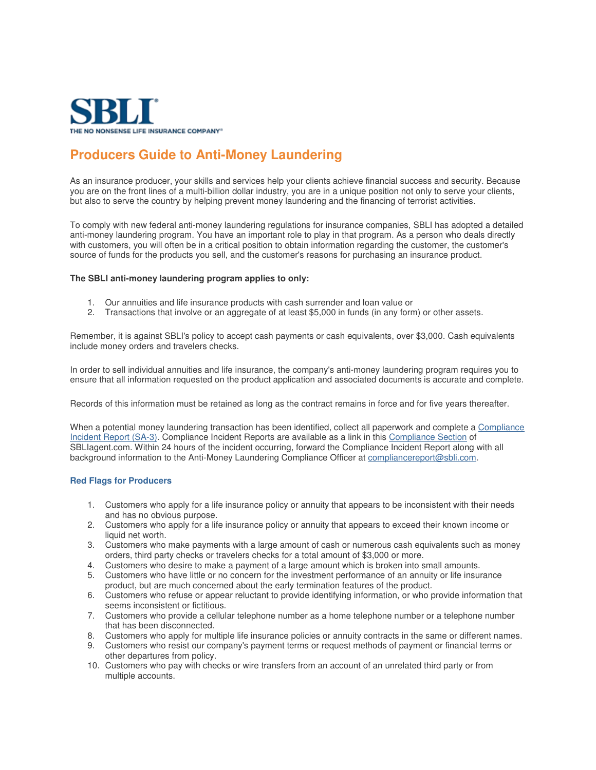SBLI

THE NO NONSENSE LIFE INSURANCE COMPANY®

# Producers Guide to Anti-Money Laundering

As an insurance producer, your skills and services help your clients achieve financial success and security. Because you are on the front lines of a multi-billion dollar industry, you are in a unique position not only to serve your clients, but also to serve the country by helping prevent money laundering and the financing of terrorist activities.

To comply with new federal anti-money laundering regulations for insurance companies, SBLI has adopted a detailed anti-money laundering program. You have an important role to play in that program. As a person who deals directly with customers, you will often be in a critical position to obtain information regarding the customer, the customer's source of funds for the products you sell, and the customer's reasons for purchasing an insurance product.

**The SBLI anti-money laundering program applies to only:**

1. Our annuities and life insurance products with cash surrender and loan value or
2. Transactions that involve or an aggregate of at least $5,000 in funds (in any form) or other assets.

Remember, it is against SBLI's policy to accept cash payments or cash equivalents, over $3,000. Cash equivalents include money orders and travelers checks.

In order to sell individual annuities and life insurance, the company's anti-money laundering program requires you to ensure that all information requested on the product application and associated documents is accurate and complete.

Records of this information must be retained as long as the contract remains in force and for five years thereafter.

When a potential money laundering transaction has been identified, collect all paperwork and complete a Compliance Incident Report (SA-3). Compliance Incident Reports are available as a link in this Compliance Section of SBLIagent.com. Within 24 hours of the incident occurring, forward the Compliance Incident Report along with all background information to the Anti-Money Laundering Compliance Officer at compliancereport@sbli.com.

### Red Flags for Producers

1. Customers who apply for a life insurance policy or annuity that appears to be inconsistent with their needs and has no obvious purpose.
2. Customers who apply for a life insurance policy or annuity that appears to exceed their known income or liquid net worth.
3. Customers who make payments with a large amount of cash or numerous cash equivalents such as money orders, third party checks or travelers checks for a total amount of $3,000 or more.
4. Customers who desire to make a payment of a large amount which is broken into small amounts.
5. Customers who have little or no concern for the investment performance of an annuity or life insurance product, but are much concerned about the early termination features of the product.
6. Customers who refuse or appear reluctant to provide identifying information, or who provide information that seems inconsistent or fictitious.
7. Customers who provide a cellular telephone number as a home telephone number or a telephone number that has been disconnected.
8. Customers who apply for multiple life insurance policies or annuity contracts in the same or different names.
9. Customers who resist our company's payment terms or request methods of payment or financial terms or other departures from policy.
10. Customers who pay with checks or wire transfers from an account of an unrelated third party or from multiple accounts.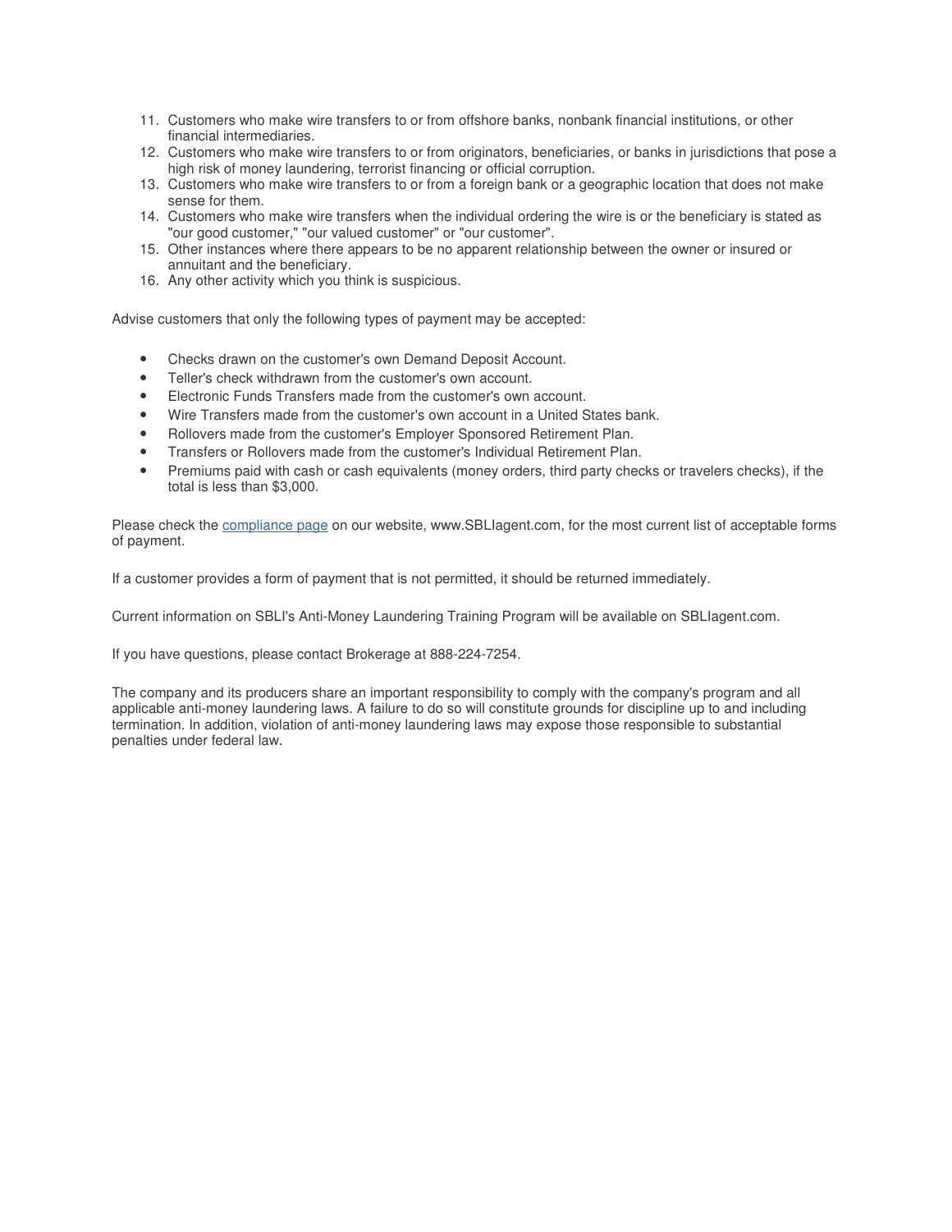11. Customers who make wire transfers to or from offshore banks, nonbank financial institutions, or other financial intermediaries.
12. Customers who make wire transfers to or from originators, beneficiaries, or banks in jurisdictions that pose a high risk of money laundering, terrorist financing or official corruption.
13. Customers who make wire transfers to or from a foreign bank or a geographic location that does not make sense for them.
14. Customers who make wire transfers when the individual ordering the wire is or the beneficiary is stated as "our good customer," "our valued customer" or "our customer".
15. Other instances where there appears to be no apparent relationship between the owner or insured or annuitant and the beneficiary.
16. Any other activity which you think is suspicious.

Advise customers that only the following types of payment may be accepted:

- Checks drawn on the customer's own Demand Deposit Account.
- Teller's check withdrawn from the customer's own account.
- Electronic Funds Transfers made from the customer's own account.
- Wire Transfers made from the customer's own account in a United States bank.
- Rollovers made from the customer's Employer Sponsored Retirement Plan.
- Transfers or Rollovers made from the customer's Individual Retirement Plan.
- Premiums paid with cash or cash equivalents (money orders, third party checks or travelers checks), if the total is less than $3,000.

Please check the compliance page on our website, www.SBLIagent.com, for the most current list of acceptable forms of payment.

If a customer provides a form of payment that is not permitted, it should be returned immediately.

Current information on SBLI's Anti-Money Laundering Training Program will be available on SBLIagent.com.

If you have questions, please contact Brokerage at 888-224-7254.

The company and its producers share an important responsibility to comply with the company's program and all applicable anti-money laundering laws. A failure to do so will constitute grounds for discipline up to and including termination. In addition, violation of anti-money laundering laws may expose those responsible to substantial penalties under federal law.